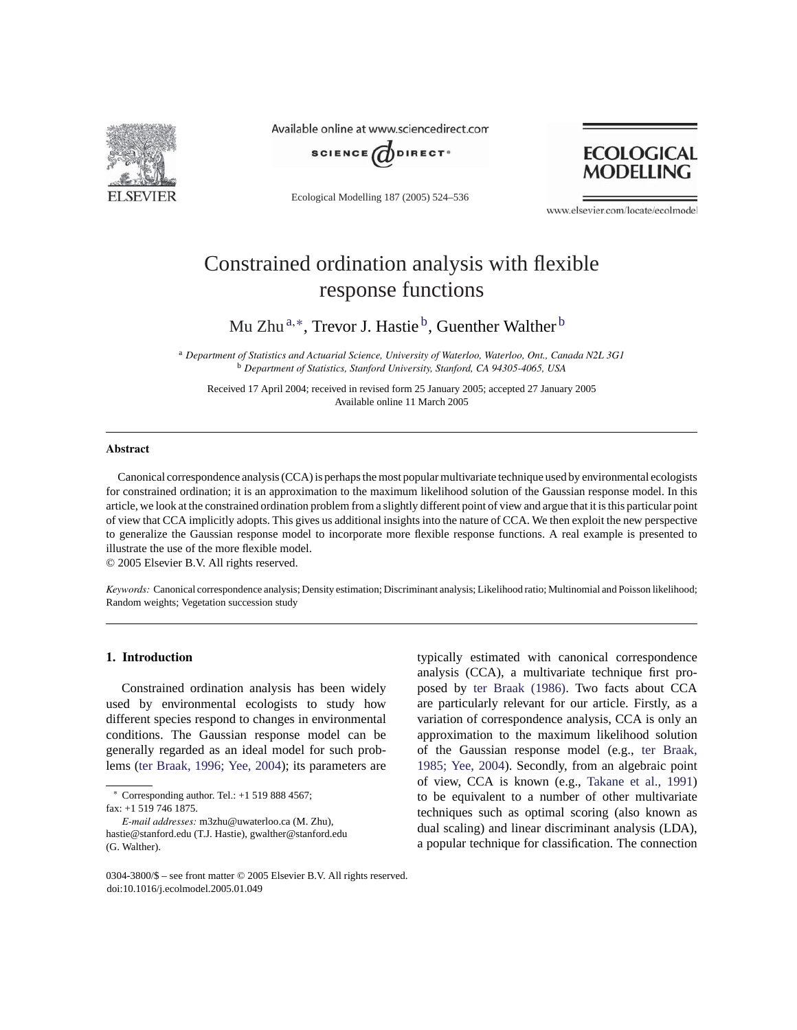# Constrained ordination analysis with flexible response functions

Mu Zhu[a,*], Trevor J. Hastie[b], Guenther Walther[b]

[a] *Department of Statistics and Actuarial Science, University of Waterloo, Waterloo, Ont., Canada N2L 3G1*
[b] *Department of Statistics, Stanford University, Stanford, CA 94305-4065, USA*

Received 17 April 2004; received in revised form 25 January 2005; accepted 27 January 2005
Available online 11 March 2005

## Abstract

Canonical correspondence analysis (CCA) is perhaps the most popular multivariate technique used by environmental ecologists for constrained ordination; it is an approximation to the maximum likelihood solution of the Gaussian response model. In this article, we look at the constrained ordination problem from a slightly different point of view and argue that it is this particular point of view that CCA implicitly adopts. This gives us additional insights into the nature of CCA. We then exploit the new perspective to generalize the Gaussian response model to incorporate more flexible response functions. A real example is presented to illustrate the use of the more flexible model.

© 2005 Elsevier B.V. All rights reserved.

*Keywords:* Canonical correspondence analysis; Density estimation; Discriminant analysis; Likelihood ratio; Multinomial and Poisson likelihood; Random weights; Vegetation succession study

## 1. Introduction

Constrained ordination analysis has been widely used by environmental ecologists to study how different species respond to changes in environmental conditions. The Gaussian response model can be generally regarded as an ideal model for such problems (ter Braak, 1996; Yee, 2004); its parameters are typically estimated with canonical correspondence analysis (CCA), a multivariate technique first proposed by ter Braak (1986). Two facts about CCA are particularly relevant for our article. Firstly, as a variation of correspondence analysis, CCA is only an approximation to the maximum likelihood solution of the Gaussian response model (e.g., ter Braak, 1985; Yee, 2004). Secondly, from an algebraic point of view, CCA is known (e.g., Takane et al., 1991) to be equivalent to a number of other multivariate techniques such as optimal scoring (also known as dual scaling) and linear discriminant analysis (LDA), a popular technique for classification. The connection

---

\* Corresponding author. Tel.: +1 519 888 4567; fax: +1 519 746 1875.
*E-mail addresses:* m3zhu@uwaterloo.ca (M. Zhu), hastie@stanford.edu (T.J. Hastie), gwalther@stanford.edu (G. Walther).

0304-3800/$ – see front matter © 2005 Elsevier B.V. All rights reserved.
doi:10.1016/j.ecolmodel.2005.01.049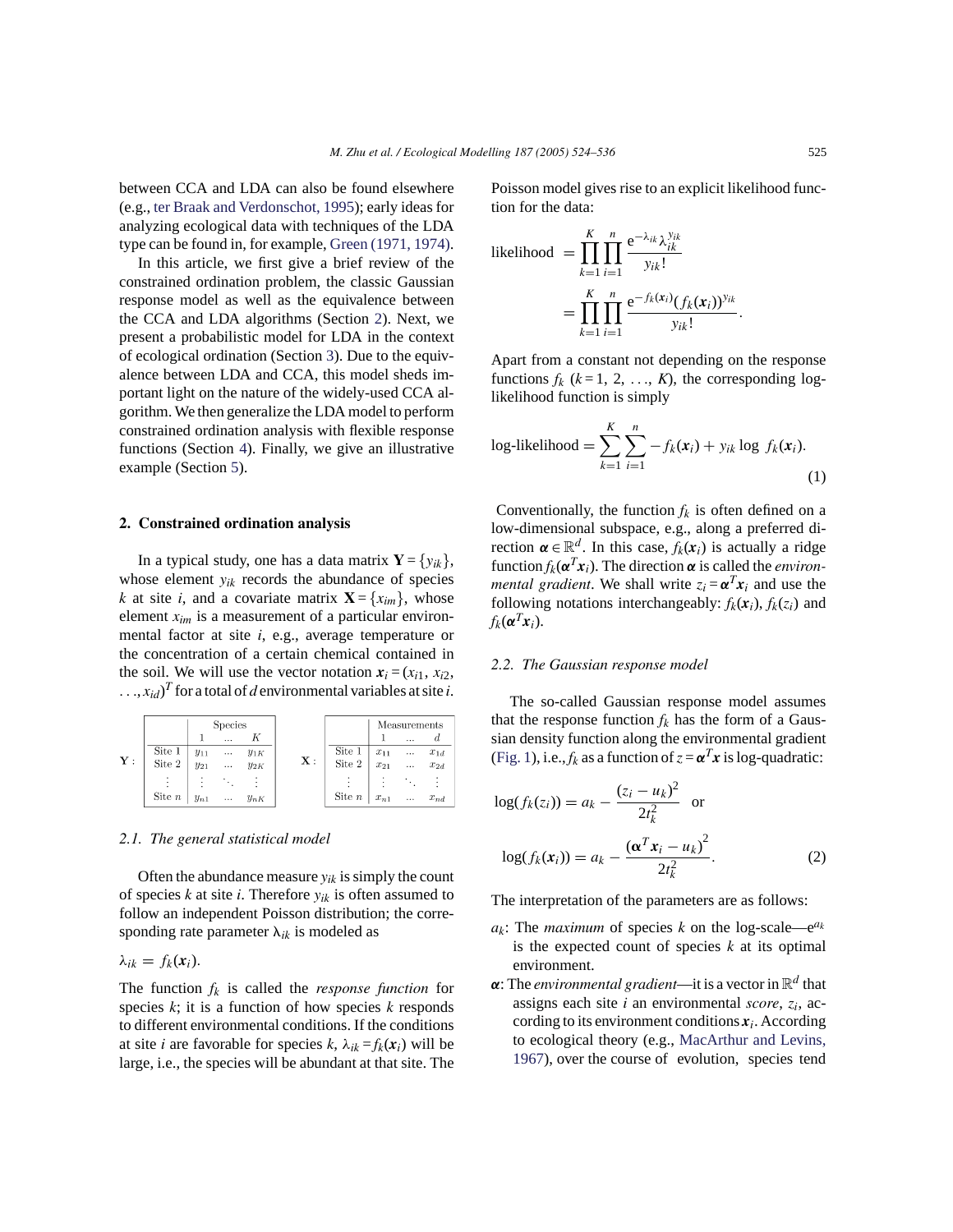between CCA and LDA can also be found elsewhere (e.g., ter Braak and Verdonschot, 1995); early ideas for analyzing ecological data with techniques of the LDA type can be found in, for example, Green (1971, 1974).

In this article, we first give a brief review of the constrained ordination problem, the classic Gaussian response model as well as the equivalence between the CCA and LDA algorithms (Section 2). Next, we present a probabilistic model for LDA in the context of ecological ordination (Section 3). Due to the equivalence between LDA and CCA, this model sheds important light on the nature of the widely-used CCA algorithm. We then generalize the LDA model to perform constrained ordination analysis with flexible response functions (Section 4). Finally, we give an illustrative example (Section 5).

## 2. Constrained ordination analysis

In a typical study, one has a data matrix $\mathbf{Y} = \{y_{ik}\}$, whose element $y_{ik}$ records the abundance of species $k$ at site $i$, and a covariate matrix $\mathbf{X} = \{x_{im}\}$, whose element $x_{im}$ is a measurement of a particular environmental factor at site $i$, e.g., average temperature or the concentration of a certain chemical contained in the soil. We will use the vector notation $\boldsymbol{x}_i = (x_{i1}, x_{i2}, \ldots, x_{id})^T$ for a total of $d$ environmental variables at site $i$.

$\mathbf{Y}$ :

| | Species 1 | ... | $K$ |
|---|---|---|---|
| Site 1 | $y_{11}$ | ... | $y_{1K}$ |
| Site 2 | $y_{21}$ | ... | $y_{2K}$ |
| ⋮ | ⋮ | ⋱ | ⋮ |
| Site $n$ | $y_{n1}$ | ... | $y_{nK}$ |

$\mathbf{X}$ :

| | Measurements 1 | ... | $d$ |
|---|---|---|---|
| Site 1 | $x_{11}$ | ... | $x_{1d}$ |
| Site 2 | $x_{21}$ | ... | $x_{2d}$ |
| ⋮ | ⋮ | ⋱ | ⋮ |
| Site $n$ | $x_{n1}$ | ... | $x_{nd}$ |

### 2.1. The general statistical model

Often the abundance measure $y_{ik}$ is simply the count of species $k$ at site $i$. Therefore $y_{ik}$ is often assumed to follow an independent Poisson distribution; the corresponding rate parameter $\lambda_{ik}$ is modeled as

$$\lambda_{ik} = f_k(\boldsymbol{x}_i).$$

The function $f_k$ is called the *response function* for species $k$; it is a function of how species $k$ responds to different environmental conditions. If the conditions at site $i$ are favorable for species $k$, $\lambda_{ik} = f_k(\boldsymbol{x}_i)$ will be large, i.e., the species will be abundant at that site. The Poisson model gives rise to an explicit likelihood function for the data:

$$\text{likelihood} = \prod_{k=1}^{K}\prod_{i=1}^{n} \frac{\mathrm{e}^{-\lambda_{ik}}\lambda_{ik}^{y_{ik}}}{y_{ik}!} = \prod_{k=1}^{K}\prod_{i=1}^{n} \frac{\mathrm{e}^{-f_k(\boldsymbol{x}_i)}(f_k(\boldsymbol{x}_i))^{y_{ik}}}{y_{ik}!}.$$

Apart from a constant not depending on the response functions $f_k$ ($k = 1, 2, \ldots, K$), the corresponding log-likelihood function is simply

$$\text{log-likelihood} = \sum_{k=1}^{K}\sum_{i=1}^{n} -f_k(\boldsymbol{x}_i) + y_{ik}\log\, f_k(\boldsymbol{x}_i). \tag{1}$$

Conventionally, the function $f_k$ is often defined on a low-dimensional subspace, e.g., along a preferred direction $\boldsymbol{\alpha} \in \mathbb{R}^d$. In this case, $f_k(\boldsymbol{x}_i)$ is actually a ridge function $f_k(\boldsymbol{\alpha}^T\boldsymbol{x}_i)$. The direction $\boldsymbol{\alpha}$ is called the *environmental gradient*. We shall write $z_i = \boldsymbol{\alpha}^T\boldsymbol{x}_i$ and use the following notations interchangeably: $f_k(\boldsymbol{x}_i)$, $f_k(z_i)$ and $f_k(\boldsymbol{\alpha}^T\boldsymbol{x}_i)$.

### 2.2. The Gaussian response model

The so-called Gaussian response model assumes that the response function $f_k$ has the form of a Gaussian density function along the environmental gradient (Fig. 1), i.e., $f_k$ as a function of $z = \boldsymbol{\alpha}^T\boldsymbol{x}$ is log-quadratic:

$$\log(f_k(z_i)) = a_k - \frac{(z_i - u_k)^2}{2t_k^2} \quad \text{or}$$

$$\log(f_k(\boldsymbol{x}_i)) = a_k - \frac{(\boldsymbol{\alpha}^T\boldsymbol{x}_i - u_k)^2}{2t_k^2}. \tag{2}$$

The interpretation of the parameters are as follows:

- $a_k$: The *maximum* of species $k$ on the log-scale—$\mathrm{e}^{a_k}$ is the expected count of species $k$ at its optimal environment.
- $\boldsymbol{\alpha}$: The *environmental gradient*—it is a vector in $\mathbb{R}^d$ that assigns each site $i$ an environmental *score*, $z_i$, according to its environment conditions $\boldsymbol{x}_i$. According to ecological theory (e.g., MacArthur and Levins, 1967), over the course of evolution, species tend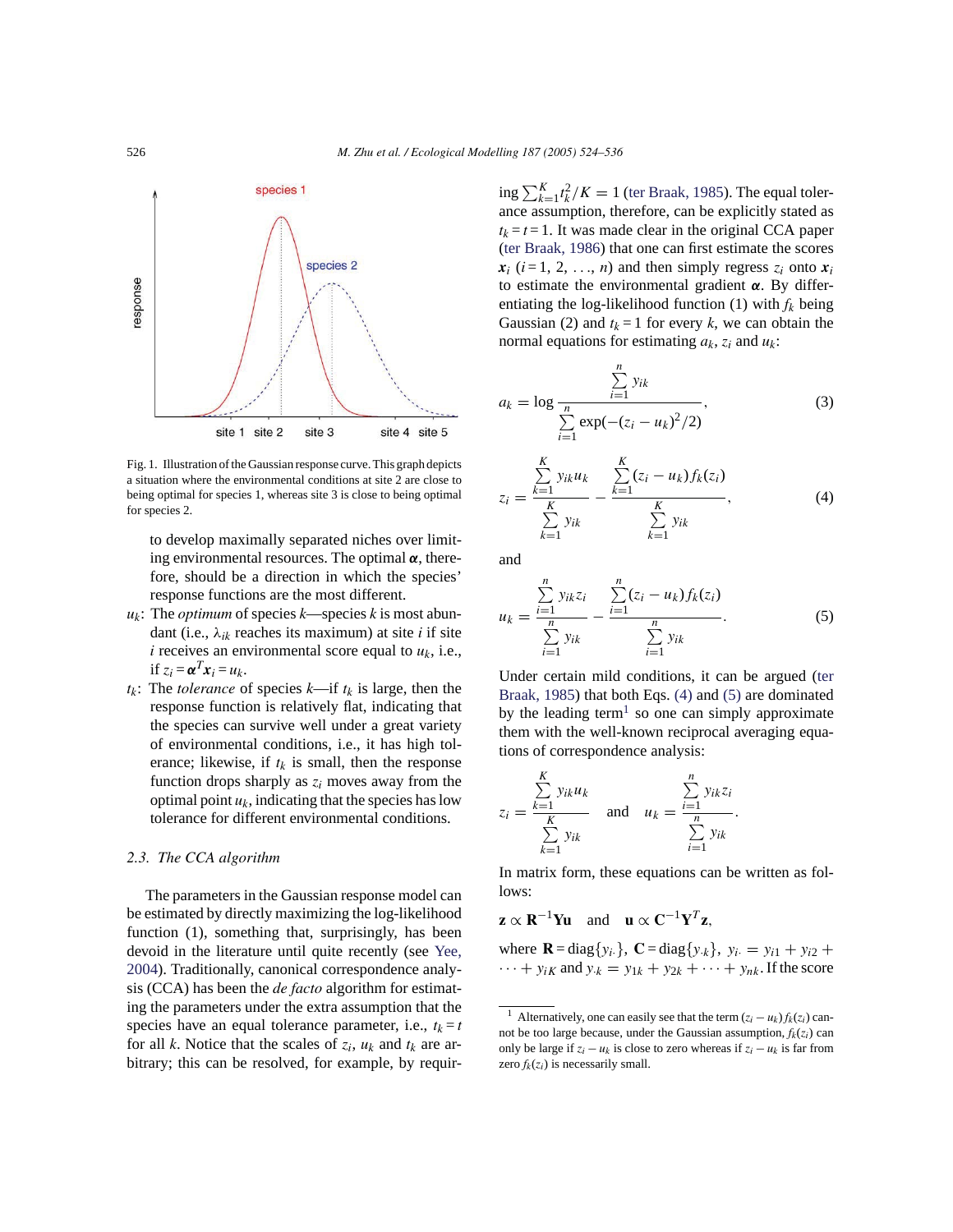Fig. 1. Illustration of the Gaussian response curve. This graph depicts a situation where the environmental conditions at site 2 are close to being optimal for species 1, whereas site 3 is close to being optimal for species 2.

to develop maximally separated niches over limiting environmental resources. The optimal $\boldsymbol{\alpha}$, therefore, should be a direction in which the species' response functions are the most different.

- $u_k$: The *optimum* of species $k$—species $k$ is most abundant (i.e., $\lambda_{ik}$ reaches its maximum) at site $i$ if site $i$ receives an environmental score equal to $u_k$, i.e., if $z_i = \boldsymbol{\alpha}^T \boldsymbol{x}_i = u_k$.
- $t_k$: The *tolerance* of species $k$—if $t_k$ is large, then the response function is relatively flat, indicating that the species can survive well under a great variety of environmental conditions, i.e., it has high tolerance; likewise, if $t_k$ is small, then the response function drops sharply as $z_i$ moves away from the optimal point $u_k$, indicating that the species has low tolerance for different environmental conditions.

### 2.3. The CCA algorithm

The parameters in the Gaussian response model can be estimated by directly maximizing the log-likelihood function (1), something that, surprisingly, has been devoid in the literature until quite recently (see Yee, 2004). Traditionally, canonical correspondence analysis (CCA) has been the *de facto* algorithm for estimating the parameters under the extra assumption that the species have an equal tolerance parameter, i.e., $t_k = t$ for all $k$. Notice that the scales of $z_i$, $u_k$ and $t_k$ are arbitrary; this can be resolved, for example, by requiring $\sum_{k=1}^{K} t_k^2/K = 1$ (ter Braak, 1985). The equal tolerance assumption, therefore, can be explicitly stated as $t_k = t = 1$. It was made clear in the original CCA paper (ter Braak, 1986) that one can first estimate the scores $\boldsymbol{x}_i$ ($i = 1, 2, \ldots, n$) and then simply regress $z_i$ onto $\boldsymbol{x}_i$ to estimate the environmental gradient $\boldsymbol{\alpha}$. By differentiating the log-likelihood function (1) with $f_k$ being Gaussian (2) and $t_k = 1$ for every $k$, we can obtain the normal equations for estimating $a_k$, $z_i$ and $u_k$:

$$a_k = \log \frac{\sum_{i=1}^{n} y_{ik}}{\sum_{i=1}^{n} \exp(-(z_i - u_k)^2/2)}, \tag{3}$$

$$z_i = \frac{\sum_{k=1}^{K} y_{ik} u_k}{\sum_{k=1}^{K} y_{ik}} - \frac{\sum_{k=1}^{K} (z_i - u_k) f_k(z_i)}{\sum_{k=1}^{K} y_{ik}}, \tag{4}$$

and

$$u_k = \frac{\sum_{i=1}^{n} y_{ik} z_i}{\sum_{i=1}^{n} y_{ik}} - \frac{\sum_{i=1}^{n} (z_i - u_k) f_k(z_i)}{\sum_{i=1}^{n} y_{ik}}. \tag{5}$$

Under certain mild conditions, it can be argued (ter Braak, 1985) that both Eqs. (4) and (5) are dominated by the leading term[1] so one can simply approximate them with the well-known reciprocal averaging equations of correspondence analysis:

$$z_i = \frac{\sum_{k=1}^{K} y_{ik} u_k}{\sum_{k=1}^{K} y_{ik}} \quad \text{and} \quad u_k = \frac{\sum_{i=1}^{n} y_{ik} z_i}{\sum_{i=1}^{n} y_{ik}}.$$

In matrix form, these equations can be written as follows:

$$\mathbf{z} \propto \mathbf{R}^{-1}\mathbf{Y}\mathbf{u} \quad \text{and} \quad \mathbf{u} \propto \mathbf{C}^{-1}\mathbf{Y}^T\mathbf{z},$$

where $\mathbf{R} = \text{diag}\{y_{i\cdot}\}$, $\mathbf{C} = \text{diag}\{y_{\cdot k}\}$, $y_{i\cdot} = y_{i1} + y_{i2} + \cdots + y_{iK}$ and $y_{\cdot k} = y_{1k} + y_{2k} + \cdots + y_{nk}$. If the score

[1] Alternatively, one can easily see that the term $(z_i - u_k) f_k(z_i)$ cannot be too large because, under the Gaussian assumption, $f_k(z_i)$ can only be large if $z_i - u_k$ is close to zero whereas if $z_i - u_k$ is far from zero $f_k(z_i)$ is necessarily small.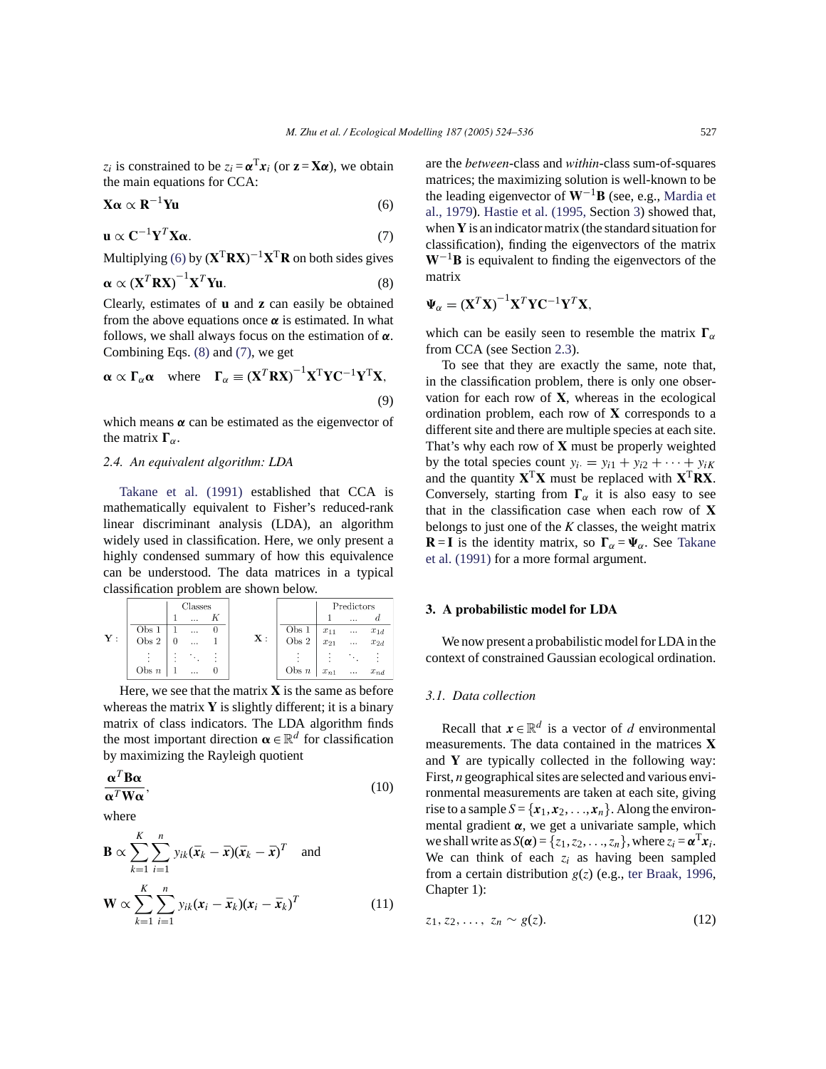$z_i$ is constrained to be $z_i = \boldsymbol{\alpha}^{\mathrm{T}}\boldsymbol{x}_i$ (or $\mathbf{z} = \mathbf{X}\boldsymbol{\alpha}$), we obtain the main equations for CCA:

$$\mathbf{X}\boldsymbol{\alpha} \propto \mathbf{R}^{-1}\mathbf{Y}\mathbf{u} \tag{6}$$

$$\mathbf{u} \propto \mathbf{C}^{-1}\mathbf{Y}^{T}\mathbf{X}\boldsymbol{\alpha}. \tag{7}$$

Multiplying (6) by $(\mathbf{X}^{\mathrm{T}}\mathbf{R}\mathbf{X})^{-1}\mathbf{X}^{\mathrm{T}}\mathbf{R}$ on both sides gives

$$\boldsymbol{\alpha} \propto (\mathbf{X}^{T}\mathbf{R}\mathbf{X})^{-1}\mathbf{X}^{T}\mathbf{Y}\mathbf{u}. \tag{8}$$

Clearly, estimates of $\mathbf{u}$ and $\mathbf{z}$ can easily be obtained from the above equations once $\boldsymbol{\alpha}$ is estimated. In what follows, we shall always focus on the estimation of $\boldsymbol{\alpha}$. Combining Eqs. (8) and (7), we get

$$\boldsymbol{\alpha} \propto \boldsymbol{\Gamma}_{\alpha}\boldsymbol{\alpha} \quad \text{where} \quad \boldsymbol{\Gamma}_{\alpha} \equiv (\mathbf{X}^{T}\mathbf{R}\mathbf{X})^{-1}\mathbf{X}^{\mathrm{T}}\mathbf{Y}\mathbf{C}^{-1}\mathbf{Y}^{\mathrm{T}}\mathbf{X}, \tag{9}$$

which means $\boldsymbol{\alpha}$ can be estimated as the eigenvector of the matrix $\boldsymbol{\Gamma}_{\alpha}$.

### 2.4. An equivalent algorithm: LDA

Takane et al. (1991) established that CCA is mathematically equivalent to Fisher's reduced-rank linear discriminant analysis (LDA), an algorithm widely used in classification. Here, we only present a highly condensed summary of how this equivalence can be understood. The data matrices in a typical classification problem are shown below.

$\mathbf{Y}$:

| | Classes | | |
|---|---|---|---|
| | 1 | ... | $K$ |
| Obs 1 | 1 | ... | 0 |
| Obs 2 | 0 | ... | 1 |
| ⋮ | ⋮ | ⋱ | ⋮ |
| Obs $n$ | 1 | ... | 0 |

$\mathbf{X}$:

| | Predictors | | |
|---|---|---|---|
| | 1 | ... | $d$ |
| Obs 1 | $x_{11}$ | ... | $x_{1d}$ |
| Obs 2 | $x_{21}$ | ... | $x_{2d}$ |
| ⋮ | ⋮ | ⋱ | ⋮ |
| Obs $n$ | $x_{n1}$ | ... | $x_{nd}$ |

Here, we see that the matrix $\mathbf{X}$ is the same as before whereas the matrix $\mathbf{Y}$ is slightly different; it is a binary matrix of class indicators. The LDA algorithm finds the most important direction $\boldsymbol{\alpha} \in \mathbb{R}^d$ for classification by maximizing the Rayleigh quotient

$$\frac{\boldsymbol{\alpha}^{T}\mathbf{B}\boldsymbol{\alpha}}{\boldsymbol{\alpha}^{T}\mathbf{W}\boldsymbol{\alpha}}, \tag{10}$$

where

$$\mathbf{B} \propto \sum_{k=1}^{K}\sum_{i=1}^{n} y_{ik}(\bar{\boldsymbol{x}}_k - \bar{\boldsymbol{x}})(\bar{\boldsymbol{x}}_k - \bar{\boldsymbol{x}})^{T} \quad \text{and}$$

$$\mathbf{W} \propto \sum_{k=1}^{K}\sum_{i=1}^{n} y_{ik}(\boldsymbol{x}_i - \bar{\boldsymbol{x}}_k)(\boldsymbol{x}_i - \bar{\boldsymbol{x}}_k)^{T} \tag{11}$$

are the *between*-class and *within*-class sum-of-squares matrices; the maximizing solution is well-known to be the leading eigenvector of $\mathbf{W}^{-1}\mathbf{B}$ (see, e.g., Mardia et al., 1979). Hastie et al. (1995, Section 3) showed that, when $\mathbf{Y}$ is an indicator matrix (the standard situation for classification), finding the eigenvectors of the matrix $\mathbf{W}^{-1}\mathbf{B}$ is equivalent to finding the eigenvectors of the matrix

$$\boldsymbol{\Psi}_{\alpha} = (\mathbf{X}^{T}\mathbf{X})^{-1}\mathbf{X}^{T}\mathbf{Y}\mathbf{C}^{-1}\mathbf{Y}^{T}\mathbf{X},$$

which can be easily seen to resemble the matrix $\boldsymbol{\Gamma}_{\alpha}$ from CCA (see Section 2.3).

To see that they are exactly the same, note that, in the classification problem, there is only one observation for each row of $\mathbf{X}$, whereas in the ecological ordination problem, each row of $\mathbf{X}$ corresponds to a different site and there are multiple species at each site. That's why each row of $\mathbf{X}$ must be properly weighted by the total species count $y_{i\cdot} = y_{i1} + y_{i2} + \cdots + y_{iK}$ and the quantity $\mathbf{X}^{\mathrm{T}}\mathbf{X}$ must be replaced with $\mathbf{X}^{\mathrm{T}}\mathbf{R}\mathbf{X}$. Conversely, starting from $\boldsymbol{\Gamma}_{\alpha}$ it is also easy to see that in the classification case when each row of $\mathbf{X}$ belongs to just one of the $K$ classes, the weight matrix $\mathbf{R} = \mathbf{I}$ is the identity matrix, so $\boldsymbol{\Gamma}_{\alpha} = \boldsymbol{\Psi}_{\alpha}$. See Takane et al. (1991) for a more formal argument.

## 3. A probabilistic model for LDA

We now present a probabilistic model for LDA in the context of constrained Gaussian ecological ordination.

### 3.1. Data collection

Recall that $\boldsymbol{x} \in \mathbb{R}^d$ is a vector of $d$ environmental measurements. The data contained in the matrices $\mathbf{X}$ and $\mathbf{Y}$ are typically collected in the following way: First, $n$ geographical sites are selected and various environmental measurements are taken at each site, giving rise to a sample $S = \{\boldsymbol{x}_1, \boldsymbol{x}_2, \ldots, \boldsymbol{x}_n\}$. Along the environmental gradient $\boldsymbol{\alpha}$, we get a univariate sample, which we shall write as $S(\boldsymbol{\alpha}) = \{z_1, z_2, \ldots, z_n\}$, where $z_i = \boldsymbol{\alpha}^{\mathrm{T}}\boldsymbol{x}_i$. We can think of each $z_i$ as having been sampled from a certain distribution $g(z)$ (e.g., ter Braak, 1996, Chapter 1):

$$z_1, z_2, \ldots, z_n \sim g(z). \tag{12}$$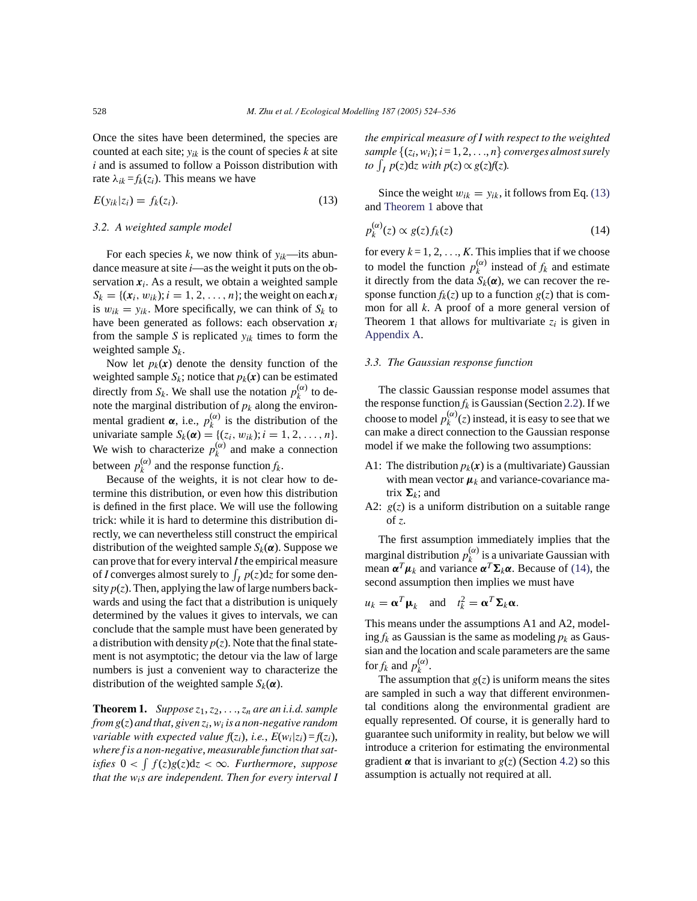Once the sites have been determined, the species are counted at each site; $y_{ik}$ is the count of species $k$ at site $i$ and is assumed to follow a Poisson distribution with rate $\lambda_{ik} = f_k(z_i)$. This means we have

$$E(y_{ik}|z_i) = f_k(z_i). \tag{13}$$

### 3.2. A weighted sample model

For each species $k$, we now think of $y_{ik}$—its abundance measure at site $i$—as the weight it puts on the observation $\boldsymbol{x}_i$. As a result, we obtain a weighted sample $S_k = \{(\boldsymbol{x}_i, w_{ik}); i = 1, 2, \ldots, n\}$; the weight on each $\boldsymbol{x}_i$ is $w_{ik} = y_{ik}$. More specifically, we can think of $S_k$ to have been generated as follows: each observation $\boldsymbol{x}_i$ from the sample $S$ is replicated $y_{ik}$ times to form the weighted sample $S_k$.

Now let $p_k(\boldsymbol{x})$ denote the density function of the weighted sample $S_k$; notice that $p_k(\boldsymbol{x})$ can be estimated directly from $S_k$. We shall use the notation $p_k^{(\alpha)}$ to denote the marginal distribution of $p_k$ along the environmental gradient $\boldsymbol{\alpha}$, i.e., $p_k^{(\alpha)}$ is the distribution of the univariate sample $S_k(\boldsymbol{\alpha}) = \{(z_i, w_{ik}); i = 1, 2, \ldots, n\}$. We wish to characterize $p_k^{(\alpha)}$ and make a connection between $p_k^{(\alpha)}$ and the response function $f_k$.

Because of the weights, it is not clear how to determine this distribution, or even how this distribution is defined in the first place. We will use the following trick: while it is hard to determine this distribution directly, we can nevertheless still construct the empirical distribution of the weighted sample $S_k(\boldsymbol{\alpha})$. Suppose we can prove that for every interval $I$ the empirical measure of $I$ converges almost surely to $\int_I p(z)\mathrm{d}z$ for some density $p(z)$. Then, applying the law of large numbers backwards and using the fact that a distribution is uniquely determined by the values it gives to intervals, we can conclude that the sample must have been generated by a distribution with density $p(z)$. Note that the final statement is not asymptotic; the detour via the law of large numbers is just a convenient way to characterize the distribution of the weighted sample $S_k(\boldsymbol{\alpha})$.

**Theorem 1.** *Suppose $z_1, z_2, \ldots, z_n$ are an i.i.d. sample from $g(z)$ and that, given $z_i$, $w_i$ is a non-negative random variable with expected value $f(z_i)$, i.e., $E(w_i|z_i) = f(z_i)$, where $f$ is a non-negative, measurable function that satisfies $0 < \int f(z)g(z)\mathrm{d}z < \infty$. Furthermore, suppose that the $w_i$s are independent. Then for every interval $I$ the empirical measure of $I$ with respect to the weighted sample $\{(z_i, w_i); i = 1, 2, \ldots, n\}$ converges almost surely to $\int_I p(z)\mathrm{d}z$ with $p(z) \propto g(z)f(z)$.*

Since the weight $w_{ik} = y_{ik}$, it follows from Eq. (13) and Theorem 1 above that

$$p_k^{(\alpha)}(z) \propto g(z) f_k(z) \tag{14}$$

for every $k = 1, 2, \ldots, K$. This implies that if we choose to model the function $p_k^{(\alpha)}$ instead of $f_k$ and estimate it directly from the data $S_k(\boldsymbol{\alpha})$, we can recover the response function $f_k(z)$ up to a function $g(z)$ that is common for all $k$. A proof of a more general version of Theorem 1 that allows for multivariate $z_i$ is given in Appendix A.

### 3.3. The Gaussian response function

The classic Gaussian response model assumes that the response function $f_k$ is Gaussian (Section 2.2). If we choose to model $p_k^{(\alpha)}(z)$ instead, it is easy to see that we can make a direct connection to the Gaussian response model if we make the following two assumptions:

- A1: The distribution $p_k(\boldsymbol{x})$ is a (multivariate) Gaussian with mean vector $\boldsymbol{\mu}_k$ and variance-covariance matrix $\boldsymbol{\Sigma}_k$; and
- A2: $g(z)$ is a uniform distribution on a suitable range of $z$.

The first assumption immediately implies that the marginal distribution $p_k^{(\alpha)}$ is a univariate Gaussian with mean $\boldsymbol{\alpha}^T\boldsymbol{\mu}_k$ and variance $\boldsymbol{\alpha}^T\boldsymbol{\Sigma}_k\boldsymbol{\alpha}$. Because of (14), the second assumption then implies we must have

$$u_k = \boldsymbol{\alpha}^T\boldsymbol{\mu}_k \quad \text{and} \quad t_k^2 = \boldsymbol{\alpha}^T\boldsymbol{\Sigma}_k\boldsymbol{\alpha}.$$

This means under the assumptions A1 and A2, modeling $f_k$ as Gaussian is the same as modeling $p_k$ as Gaussian and the location and scale parameters are the same for $f_k$ and $p_k^{(\alpha)}$.

The assumption that $g(z)$ is uniform means the sites are sampled in such a way that different environmental conditions along the environmental gradient are equally represented. Of course, it is generally hard to guarantee such uniformity in reality, but below we will introduce a criterion for estimating the environmental gradient $\boldsymbol{\alpha}$ that is invariant to $g(z)$ (Section 4.2) so this assumption is actually not required at all.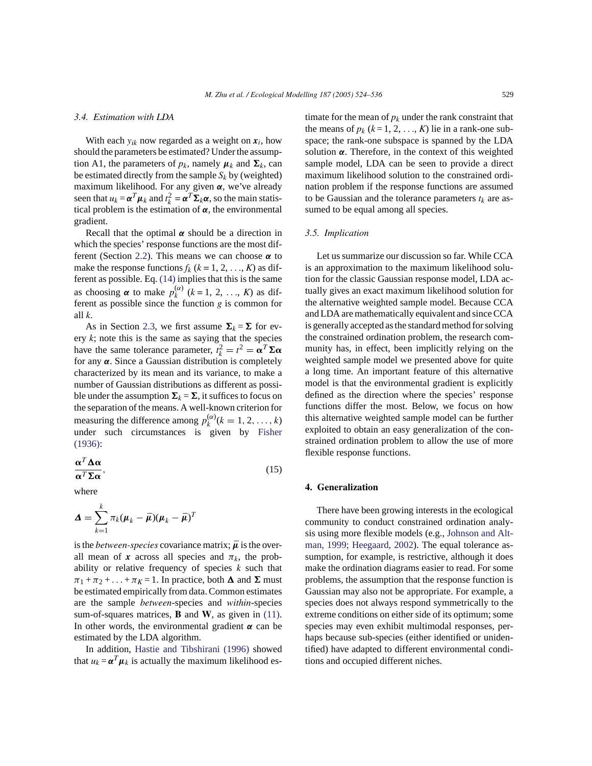### 3.4. Estimation with LDA

With each $y_{ik}$ now regarded as a weight on $\boldsymbol{x}_i$, how should the parameters be estimated? Under the assumption A1, the parameters of $p_k$, namely $\boldsymbol{\mu}_k$ and $\boldsymbol{\Sigma}_k$, can be estimated directly from the sample $S_k$ by (weighted) maximum likelihood. For any given $\boldsymbol{\alpha}$, we've already seen that $u_k = \boldsymbol{\alpha}^T\boldsymbol{\mu}_k$ and $t_k^2 = \boldsymbol{\alpha}^T\boldsymbol{\Sigma}_k\boldsymbol{\alpha}$, so the main statistical problem is the estimation of $\boldsymbol{\alpha}$, the environmental gradient.

Recall that the optimal $\boldsymbol{\alpha}$ should be a direction in which the species' response functions are the most different (Section 2.2). This means we can choose $\boldsymbol{\alpha}$ to make the response functions $f_k$ ($k = 1, 2, \ldots, K$) as different as possible. Eq. (14) implies that this is the same as choosing $\boldsymbol{\alpha}$ to make $p_k^{(\alpha)}$ ($k = 1, 2, \ldots, K$) as different as possible since the function $g$ is common for all $k$.

As in Section 2.3, we first assume $\boldsymbol{\Sigma}_k = \boldsymbol{\Sigma}$ for every $k$; note this is the same as saying that the species have the same tolerance parameter, $t_k^2 = t^2 = \boldsymbol{\alpha}^T\boldsymbol{\Sigma}\boldsymbol{\alpha}$ for any $\boldsymbol{\alpha}$. Since a Gaussian distribution is completely characterized by its mean and its variance, to make a number of Gaussian distributions as different as possible under the assumption $\boldsymbol{\Sigma}_k = \boldsymbol{\Sigma}$, it suffices to focus on the separation of the means. A well-known criterion for measuring the difference among $p_k^{(\alpha)}(k = 1, 2, \ldots, k)$ under such circumstances is given by Fisher (1936):

$$\frac{\boldsymbol{\alpha}^T\boldsymbol{\Delta}\boldsymbol{\alpha}}{\boldsymbol{\alpha}^T\boldsymbol{\Sigma}\boldsymbol{\alpha}}, \tag{15}$$

where

$$\boldsymbol{\Delta} = \sum_{k=1}^{k} \pi_k(\boldsymbol{\mu}_k - \bar{\boldsymbol{\mu}})(\boldsymbol{\mu}_k - \bar{\boldsymbol{\mu}})^T$$

is the *between-species* covariance matrix; $\bar{\boldsymbol{\mu}}$ is the overall mean of $\boldsymbol{x}$ across all species and $\pi_k$, the probability or relative frequency of species $k$ such that $\pi_1 + \pi_2 + \ldots + \pi_K = 1$. In practice, both $\boldsymbol{\Delta}$ and $\boldsymbol{\Sigma}$ must be estimated empirically from data. Common estimates are the sample *between*-species and *within*-species sum-of-squares matrices, $\mathbf{B}$ and $\mathbf{W}$, as given in (11). In other words, the environmental gradient $\boldsymbol{\alpha}$ can be estimated by the LDA algorithm.

In addition, Hastie and Tibshirani (1996) showed that $u_k = \boldsymbol{\alpha}^T\boldsymbol{\mu}_k$ is actually the maximum likelihood estimate for the mean of $p_k$ under the rank constraint that the means of $p_k$ ($k = 1, 2, \ldots, K$) lie in a rank-one subspace; the rank-one subspace is spanned by the LDA solution $\boldsymbol{\alpha}$. Therefore, in the context of this weighted sample model, LDA can be seen to provide a direct maximum likelihood solution to the constrained ordination problem if the response functions are assumed to be Gaussian and the tolerance parameters $t_k$ are assumed to be equal among all species.

### 3.5. Implication

Let us summarize our discussion so far. While CCA is an approximation to the maximum likelihood solution for the classic Gaussian response model, LDA actually gives an exact maximum likelihood solution for the alternative weighted sample model. Because CCA and LDA are mathematically equivalent and since CCA is generally accepted as the standard method for solving the constrained ordination problem, the research community has, in effect, been implicitly relying on the weighted sample model we presented above for quite a long time. An important feature of this alternative model is that the environmental gradient is explicitly defined as the direction where the species' response functions differ the most. Below, we focus on how this alternative weighted sample model can be further exploited to obtain an easy generalization of the constrained ordination problem to allow the use of more flexible response functions.

## 4. Generalization

There have been growing interests in the ecological community to conduct constrained ordination analysis using more flexible models (e.g., Johnson and Altman, 1999; Heegaard, 2002). The equal tolerance assumption, for example, is restrictive, although it does make the ordination diagrams easier to read. For some problems, the assumption that the response function is Gaussian may also not be appropriate. For example, a species does not always respond symmetrically to the extreme conditions on either side of its optimum; some species may even exhibit multimodal responses, perhaps because sub-species (either identified or unidentified) have adapted to different environmental conditions and occupied different niches.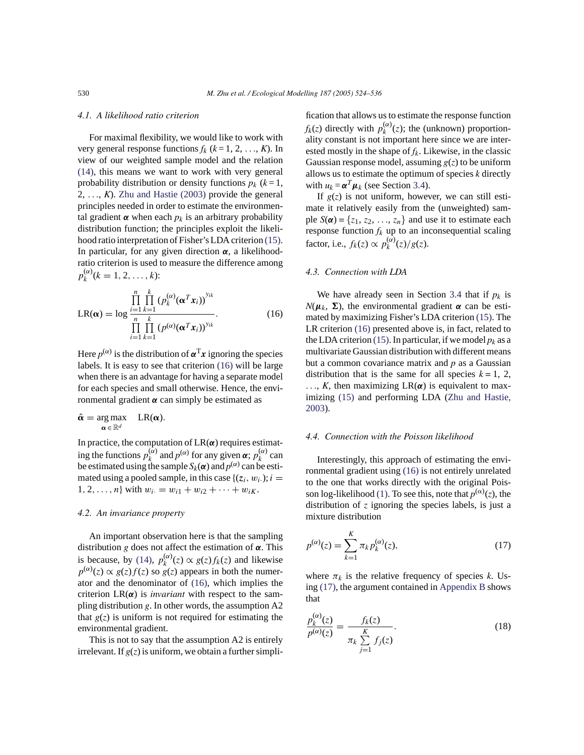### 4.1. A likelihood ratio criterion

For maximal flexibility, we would like to work with very general response functions $f_k$ ($k = 1, 2, \ldots, K$). In view of our weighted sample model and the relation (14), this means we want to work with very general probability distribution or density functions $p_k$ ($k = 1, 2, \ldots, K$). Zhu and Hastie (2003) provide the general principles needed in order to estimate the environmental gradient $\boldsymbol{\alpha}$ when each $p_k$ is an arbitrary probability distribution function; the principles exploit the likelihood ratio interpretation of Fisher's LDA criterion (15). In particular, for any given direction $\boldsymbol{\alpha}$, a likelihood-ratio criterion is used to measure the difference among $p_k^{(\alpha)}(k = 1, 2, \ldots, k)$:

$$\mathrm{LR}(\boldsymbol{\alpha}) = \log \frac{\prod_{i=1}^{n} \prod_{k=1}^{k} (p_k^{(\alpha)}(\boldsymbol{\alpha}^T \boldsymbol{x}_i))^{y_{ik}}}{\prod_{i=1}^{n} \prod_{k=1}^{k} (p^{(\alpha)}(\boldsymbol{\alpha}^T \boldsymbol{x}_i))^{y_{ik}}}. \tag{16}$$

Here $p^{(\alpha)}$ is the distribution of $\boldsymbol{\alpha}^T\boldsymbol{x}$ ignoring the species labels. It is easy to see that criterion (16) will be large when there is an advantage for having a separate model for each species and small otherwise. Hence, the environmental gradient $\boldsymbol{\alpha}$ can simply be estimated as

$$\hat{\boldsymbol{\alpha}} = \underset{\boldsymbol{\alpha} \in \mathbb{R}^d}{\arg\max} \quad \mathrm{LR}(\boldsymbol{\alpha}).$$

In practice, the computation of $\mathrm{LR}(\boldsymbol{\alpha})$ requires estimating the functions $p_k^{(\alpha)}$ and $p^{(\alpha)}$ for any given $\boldsymbol{\alpha}$; $p_k^{(\alpha)}$ can be estimated using the sample $S_k(\boldsymbol{\alpha})$ and $p^{(\alpha)}$ can be estimated using a pooled sample, in this case $\{(z_i, w_{i\cdot}); i = 1, 2, \ldots, n\}$ with $w_{i\cdot} = w_{i1} + w_{i2} + \cdots + w_{iK}$.

### 4.2. An invariance property

An important observation here is that the sampling distribution $g$ does not affect the estimation of $\boldsymbol{\alpha}$. This is because, by (14), $p_k^{(\alpha)}(z) \propto g(z) f_k(z)$ and likewise $p^{(\alpha)}(z) \propto g(z) f(z)$ so $g(z)$ appears in both the numerator and the denominator of (16), which implies the criterion $\mathrm{LR}(\boldsymbol{\alpha})$ is *invariant* with respect to the sampling distribution $g$. In other words, the assumption A2 that $g(z)$ is uniform is not required for estimating the environmental gradient.

This is not to say that the assumption A2 is entirely irrelevant. If $g(z)$ is uniform, we obtain a further simplification that allows us to estimate the response function $f_k(z)$ directly with $p_k^{(\alpha)}(z)$; the (unknown) proportionality constant is not important here since we are interested mostly in the shape of $f_k$. Likewise, in the classic Gaussian response model, assuming $g(z)$ to be uniform allows us to estimate the optimum of species $k$ directly with $u_k = \boldsymbol{\alpha}^T \boldsymbol{\mu}_k$ (see Section 3.4).

If $g(z)$ is not uniform, however, we can still estimate it relatively easily from the (unweighted) sample $S(\boldsymbol{\alpha}) = \{z_1, z_2, \ldots, z_n\}$ and use it to estimate each response function $f_k$ up to an inconsequential scaling factor, i.e., $f_k(z) \propto p_k^{(\alpha)}(z)/g(z)$.

### 4.3. Connection with LDA

We have already seen in Section 3.4 that if $p_k$ is $N(\boldsymbol{\mu}_k, \boldsymbol{\Sigma})$, the environmental gradient $\boldsymbol{\alpha}$ can be estimated by maximizing Fisher's LDA criterion (15). The LR criterion (16) presented above is, in fact, related to the LDA criterion (15). In particular, if we model $p_k$ as a multivariate Gaussian distribution with different means but a common covariance matrix and $p$ as a Gaussian distribution that is the same for all species $k = 1, 2, \ldots, K$, then maximizing $\mathrm{LR}(\boldsymbol{\alpha})$ is equivalent to maximizing (15) and performing LDA (Zhu and Hastie, 2003).

### 4.4. Connection with the Poisson likelihood

Interestingly, this approach of estimating the environmental gradient using (16) is not entirely unrelated to the one that works directly with the original Poisson log-likelihood (1). To see this, note that $p^{(\alpha)}(z)$, the distribution of $z$ ignoring the species labels, is just a mixture distribution

$$p^{(\alpha)}(z) = \sum_{k=1}^{K} \pi_k p_k^{(\alpha)}(z), \tag{17}$$

where $\pi_k$ is the relative frequency of species $k$. Using (17), the argument contained in Appendix B shows that

$$\frac{p_k^{(\alpha)}(z)}{p^{(\alpha)}(z)} = \frac{f_k(z)}{\pi_k \sum_{j=1}^{K} f_j(z)}. \tag{18}$$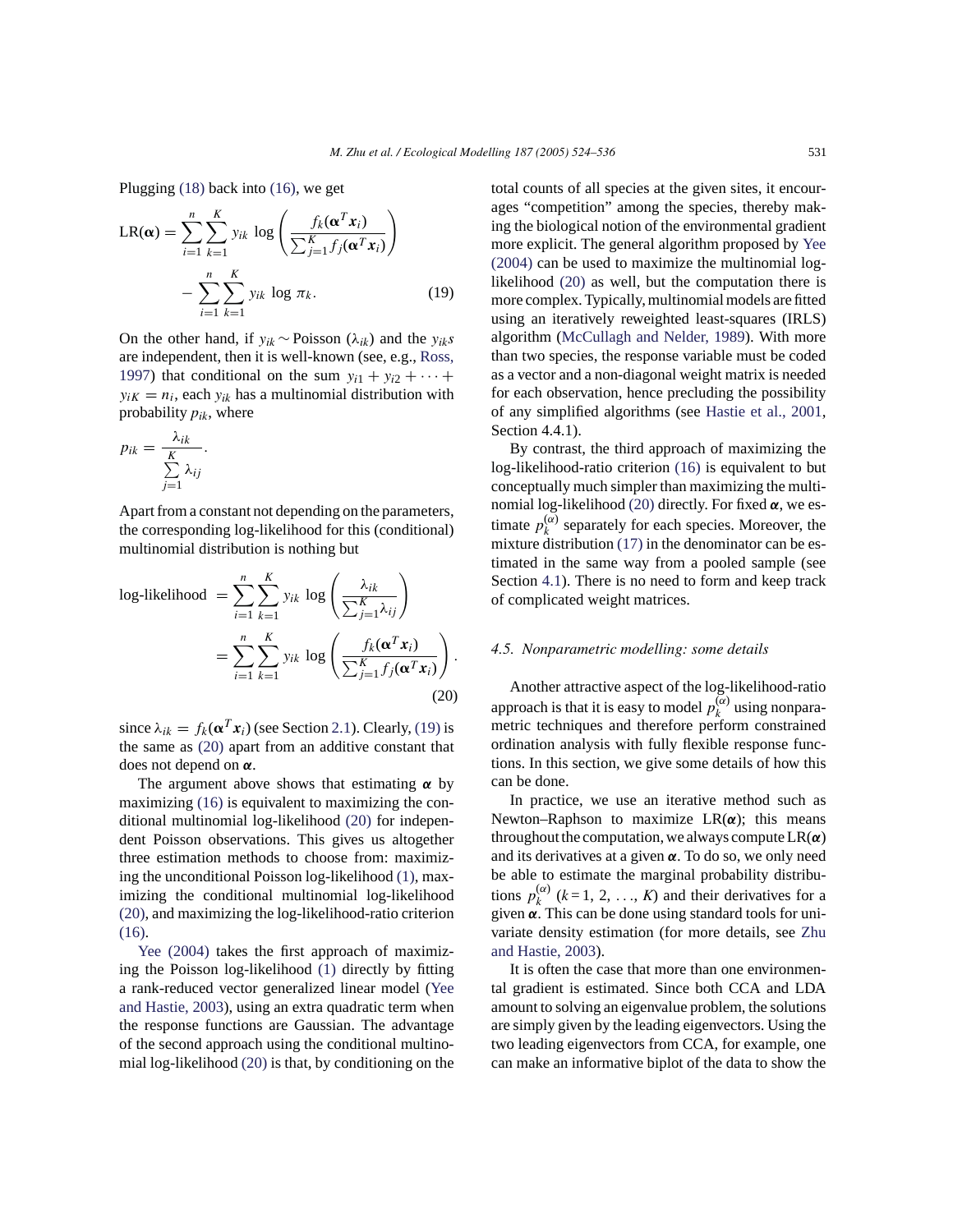Plugging (18) back into (16), we get

$$\mathrm{LR}(\boldsymbol{\alpha}) = \sum_{i=1}^{n}\sum_{k=1}^{K} y_{ik} \log\left(\frac{f_k(\boldsymbol{\alpha}^T \boldsymbol{x}_i)}{\sum_{j=1}^{K} f_j(\boldsymbol{\alpha}^T \boldsymbol{x}_i)}\right) - \sum_{i=1}^{n}\sum_{k=1}^{K} y_{ik} \log \pi_k. \tag{19}$$

On the other hand, if $y_{ik} \sim \text{Poisson}\,(\lambda_{ik})$ and the $y_{ik}$s are independent, then it is well-known (see, e.g., Ross, 1997) that conditional on the sum $y_{i1} + y_{i2} + \cdots + y_{iK} = n_i$, each $y_{ik}$ has a multinomial distribution with probability $p_{ik}$, where

$$p_{ik} = \frac{\lambda_{ik}}{\sum_{j=1}^{K} \lambda_{ij}}.$$

Apart from a constant not depending on the parameters, the corresponding log-likelihood for this (conditional) multinomial distribution is nothing but

$$\begin{aligned}\text{log-likelihood} &= \sum_{i=1}^{n}\sum_{k=1}^{K} y_{ik} \log\left(\frac{\lambda_{ik}}{\sum_{j=1}^{K}\lambda_{ij}}\right) \\ &= \sum_{i=1}^{n}\sum_{k=1}^{K} y_{ik} \log\left(\frac{f_k(\boldsymbol{\alpha}^T \boldsymbol{x}_i)}{\sum_{j=1}^{K} f_j(\boldsymbol{\alpha}^T \boldsymbol{x}_i)}\right).\end{aligned} \tag{20}$$

since $\lambda_{ik} = f_k(\boldsymbol{\alpha}^T \boldsymbol{x}_i)$ (see Section 2.1). Clearly, (19) is the same as (20) apart from an additive constant that does not depend on $\boldsymbol{\alpha}$.

The argument above shows that estimating $\boldsymbol{\alpha}$ by maximizing (16) is equivalent to maximizing the conditional multinomial log-likelihood (20) for independent Poisson observations. This gives us altogether three estimation methods to choose from: maximizing the unconditional Poisson log-likelihood (1), maximizing the conditional multinomial log-likelihood (20), and maximizing the log-likelihood-ratio criterion (16).

Yee (2004) takes the first approach of maximizing the Poisson log-likelihood (1) directly by fitting a rank-reduced vector generalized linear model (Yee and Hastie, 2003), using an extra quadratic term when the response functions are Gaussian. The advantage of the second approach using the conditional multinomial log-likelihood (20) is that, by conditioning on the total counts of all species at the given sites, it encourages "competition" among the species, thereby making the biological notion of the environmental gradient more explicit. The general algorithm proposed by Yee (2004) can be used to maximize the multinomial log-likelihood (20) as well, but the computation there is more complex. Typically, multinomial models are fitted using an iteratively reweighted least-squares (IRLS) algorithm (McCullagh and Nelder, 1989). With more than two species, the response variable must be coded as a vector and a non-diagonal weight matrix is needed for each observation, hence precluding the possibility of any simplified algorithms (see Hastie et al., 2001, Section 4.4.1).

By contrast, the third approach of maximizing the log-likelihood-ratio criterion (16) is equivalent to but conceptually much simpler than maximizing the multinomial log-likelihood (20) directly. For fixed $\boldsymbol{\alpha}$, we estimate $p_k^{(\alpha)}$ separately for each species. Moreover, the mixture distribution (17) in the denominator can be estimated in the same way from a pooled sample (see Section 4.1). There is no need to form and keep track of complicated weight matrices.

### 4.5. Nonparametric modelling: some details

Another attractive aspect of the log-likelihood-ratio approach is that it is easy to model $p_k^{(\alpha)}$ using nonparametric techniques and therefore perform constrained ordination analysis with fully flexible response functions. In this section, we give some details of how this can be done.

In practice, we use an iterative method such as Newton–Raphson to maximize $\mathrm{LR}(\boldsymbol{\alpha})$; this means throughout the computation, we always compute $\mathrm{LR}(\boldsymbol{\alpha})$ and its derivatives at a given $\boldsymbol{\alpha}$. To do so, we only need be able to estimate the marginal probability distributions $p_k^{(\alpha)}$ $(k = 1, 2, \ldots, K)$ and their derivatives for a given $\boldsymbol{\alpha}$. This can be done using standard tools for univariate density estimation (for more details, see Zhu and Hastie, 2003).

It is often the case that more than one environmental gradient is estimated. Since both CCA and LDA amount to solving an eigenvalue problem, the solutions are simply given by the leading eigenvectors. Using the two leading eigenvectors from CCA, for example, one can make an informative biplot of the data to show the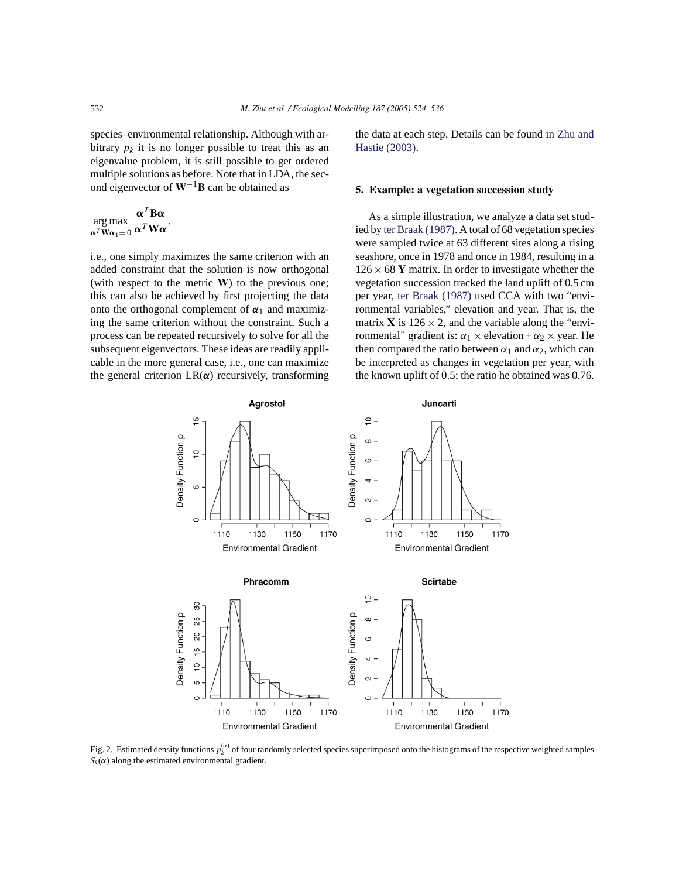species–environmental relationship. Although with arbitrary $p_k$ it is no longer possible to treat this as an eigenvalue problem, it is still possible to get ordered multiple solutions as before. Note that in LDA, the second eigenvector of $\mathbf{W}^{-1}\mathbf{B}$ can be obtained as

$$\underset{\boldsymbol{\alpha}^T\mathbf{W}\boldsymbol{\alpha}_1=0}{\arg\max}\ \frac{\boldsymbol{\alpha}^T\mathbf{B}\boldsymbol{\alpha}}{\boldsymbol{\alpha}^T\mathbf{W}\boldsymbol{\alpha}},$$

i.e., one simply maximizes the same criterion with an added constraint that the solution is now orthogonal (with respect to the metric $\mathbf{W}$) to the previous one; this can also be achieved by first projecting the data onto the orthogonal complement of $\boldsymbol{\alpha}_1$ and maximizing the same criterion without the constraint. Such a process can be repeated recursively to solve for all the subsequent eigenvectors. These ideas are readily applicable in the more general case, i.e., one can maximize the general criterion $\text{LR}(\boldsymbol{\alpha})$ recursively, transforming the data at each step. Details can be found in Zhu and Hastie (2003).

## 5. Example: a vegetation succession study

As a simple illustration, we analyze a data set studied by ter Braak (1987). A total of 68 vegetation species were sampled twice at 63 different sites along a rising seashore, once in 1978 and once in 1984, resulting in a $126 \times 68$ $\mathbf{Y}$ matrix. In order to investigate whether the vegetation succession tracked the land uplift of 0.5 cm per year, ter Braak (1987) used CCA with two "environmental variables," elevation and year. That is, the matrix $\mathbf{X}$ is $126 \times 2$, and the variable along the "environmental" gradient is: $\alpha_1 \times \text{elevation} + \alpha_2 \times \text{year}$. He then compared the ratio between $\alpha_1$ and $\alpha_2$, which can be interpreted as changes in vegetation per year, with the known uplift of 0.5; the ratio he obtained was 0.76.

Fig. 2. Estimated density functions $p_k^{(\alpha)}$ of four randomly selected species superimposed onto the histograms of the respective weighted samples $S_k(\boldsymbol{\alpha})$ along the estimated environmental gradient.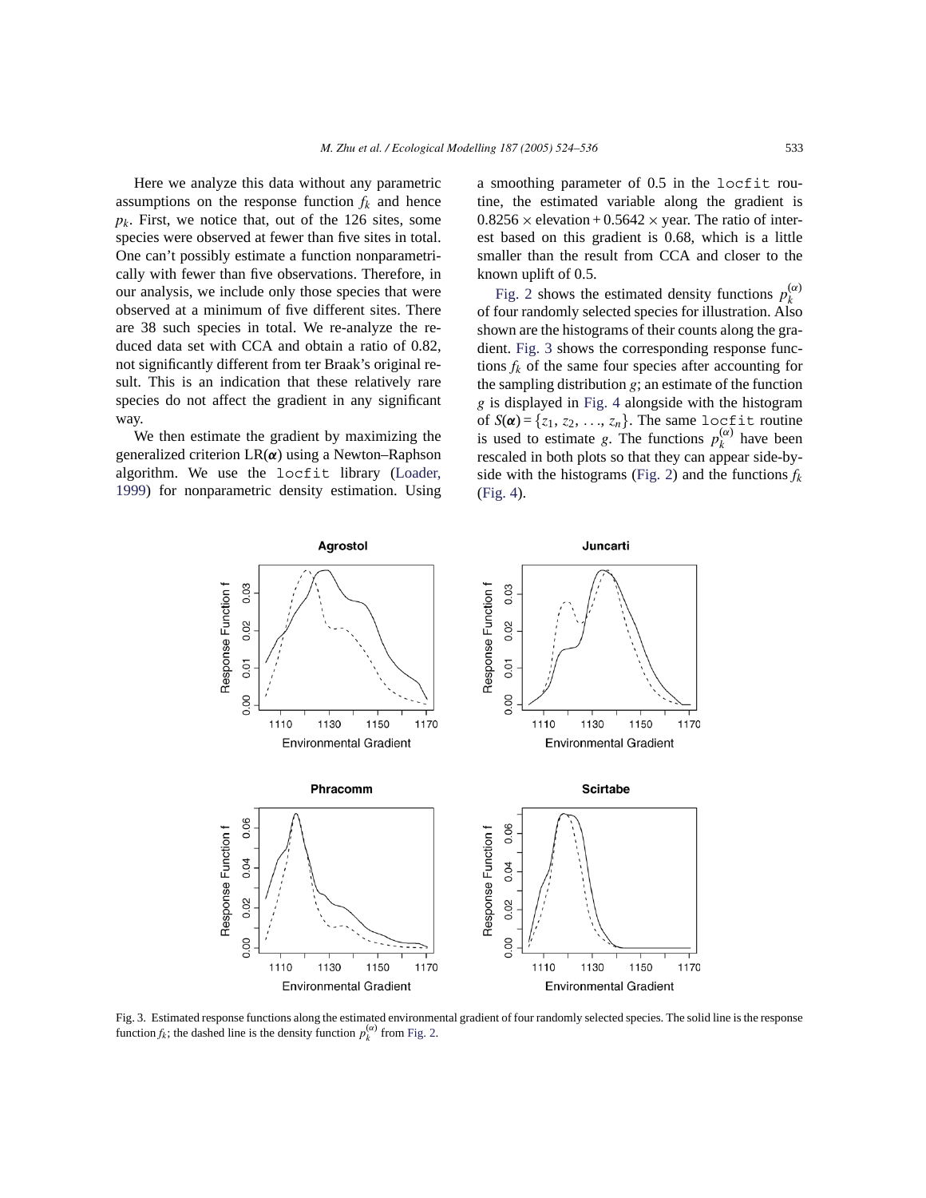Here we analyze this data without any parametric assumptions on the response function $f_k$ and hence $p_k$. First, we notice that, out of the 126 sites, some species were observed at fewer than five sites in total. One can't possibly estimate a function nonparametrically with fewer than five observations. Therefore, in our analysis, we include only those species that were observed at a minimum of five different sites. There are 38 such species in total. We re-analyze the reduced data set with CCA and obtain a ratio of 0.82, not significantly different from ter Braak's original result. This is an indication that these relatively rare species do not affect the gradient in any significant way.

We then estimate the gradient by maximizing the generalized criterion $\mathrm{LR}(\boldsymbol{\alpha})$ using a Newton–Raphson algorithm. We use the `locfit` library (Loader, 1999) for nonparametric density estimation. Using a smoothing parameter of 0.5 in the `locfit` routine, the estimated variable along the gradient is $0.8256 \times \text{elevation} + 0.5642 \times \text{year}$. The ratio of interest based on this gradient is 0.68, which is a little smaller than the result from CCA and closer to the known uplift of 0.5.

Fig. 2 shows the estimated density functions $p_k^{(\alpha)}$ of four randomly selected species for illustration. Also shown are the histograms of their counts along the gradient. Fig. 3 shows the corresponding response functions $f_k$ of the same four species after accounting for the sampling distribution $g$; an estimate of the function $g$ is displayed in Fig. 4 alongside with the histogram of $S(\boldsymbol{\alpha}) = \{z_1, z_2, \ldots, z_n\}$. The same `locfit` routine is used to estimate $g$. The functions $p_k^{(\alpha)}$ have been rescaled in both plots so that they can appear side-by-side with the histograms (Fig. 2) and the functions $f_k$ (Fig. 4).

Fig. 3. Estimated response functions along the estimated environmental gradient of four randomly selected species. The solid line is the response function $f_k$; the dashed line is the density function $p_k^{(\alpha)}$ from Fig. 2.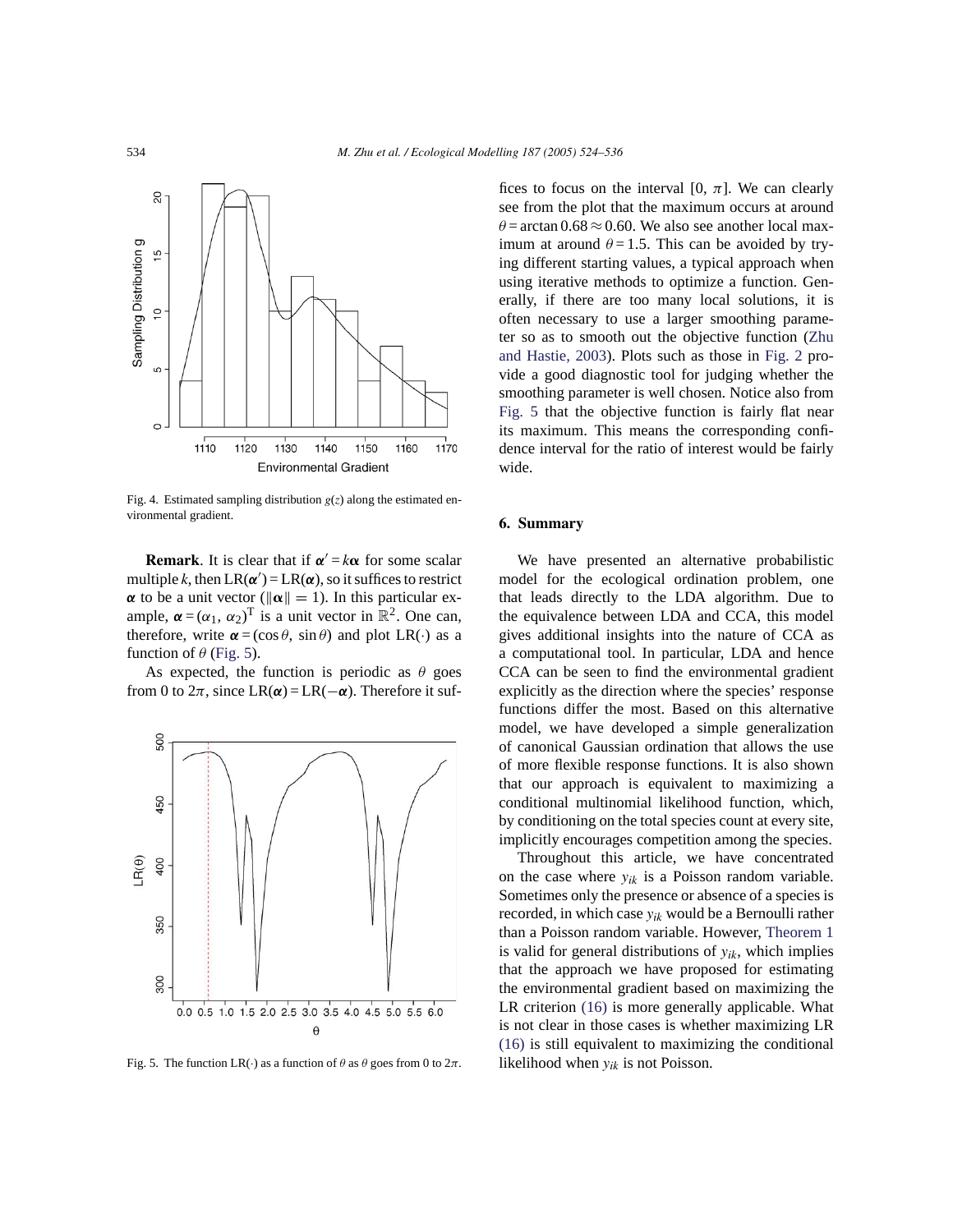Fig. 4. Estimated sampling distribution $g(z)$ along the estimated environmental gradient.

**Remark**. It is clear that if $\boldsymbol{\alpha}' = k\boldsymbol{\alpha}$ for some scalar multiple $k$, then $\text{LR}(\boldsymbol{\alpha}') = \text{LR}(\boldsymbol{\alpha})$, so it suffices to restrict $\boldsymbol{\alpha}$ to be a unit vector ($\|\boldsymbol{\alpha}\| = 1$). In this particular example, $\boldsymbol{\alpha} = (\alpha_1, \alpha_2)^{\text{T}}$ is a unit vector in $\mathbb{R}^2$. One can, therefore, write $\boldsymbol{\alpha} = (\cos\theta, \sin\theta)$ and plot $\text{LR}(\cdot)$ as a function of $\theta$ (Fig. 5).

As expected, the function is periodic as $\theta$ goes from 0 to $2\pi$, since $\text{LR}(\boldsymbol{\alpha}) = \text{LR}(-\boldsymbol{\alpha})$. Therefore it suffices to focus on the interval $[0, \pi]$. We can clearly see from the plot that the maximum occurs at around $\theta = \arctan 0.68 \approx 0.60$. We also see another local maximum at around $\theta = 1.5$. This can be avoided by trying different starting values, a typical approach when using iterative methods to optimize a function. Generally, if there are too many local solutions, it is often necessary to use a larger smoothing parameter so as to smooth out the objective function (Zhu and Hastie, 2003). Plots such as those in Fig. 2 provide a good diagnostic tool for judging whether the smoothing parameter is well chosen. Notice also from Fig. 5 that the objective function is fairly flat near its maximum. This means the corresponding confidence interval for the ratio of interest would be fairly wide.

Fig. 5. The function $\text{LR}(\cdot)$ as a function of $\theta$ as $\theta$ goes from 0 to $2\pi$.

## 6. Summary

We have presented an alternative probabilistic model for the ecological ordination problem, one that leads directly to the LDA algorithm. Due to the equivalence between LDA and CCA, this model gives additional insights into the nature of CCA as a computational tool. In particular, LDA and hence CCA can be seen to find the environmental gradient explicitly as the direction where the species' response functions differ the most. Based on this alternative model, we have developed a simple generalization of canonical Gaussian ordination that allows the use of more flexible response functions. It is also shown that our approach is equivalent to maximizing a conditional multinomial likelihood function, which, by conditioning on the total species count at every site, implicitly encourages competition among the species.

Throughout this article, we have concentrated on the case where $y_{ik}$ is a Poisson random variable. Sometimes only the presence or absence of a species is recorded, in which case $y_{ik}$ would be a Bernoulli rather than a Poisson random variable. However, Theorem 1 is valid for general distributions of $y_{ik}$, which implies that the approach we have proposed for estimating the environmental gradient based on maximizing the LR criterion (16) is more generally applicable. What is not clear in those cases is whether maximizing LR (16) is still equivalent to maximizing the conditional likelihood when $y_{ik}$ is not Poisson.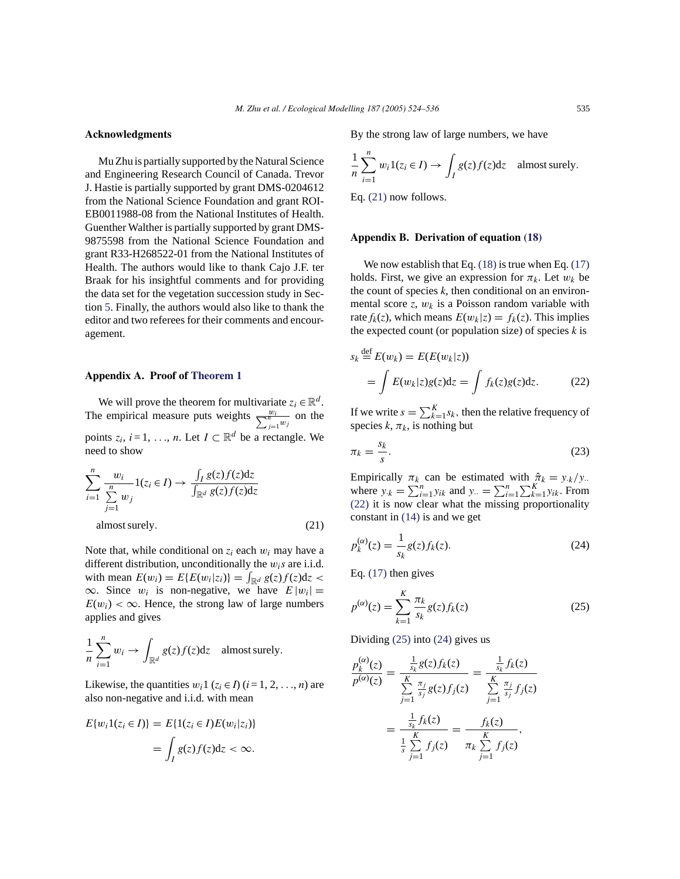## Acknowledgments

Mu Zhu is partially supported by the Natural Science and Engineering Research Council of Canada. Trevor J. Hastie is partially supported by grant DMS-0204612 from the National Science Foundation and grant ROI-EB0011988-08 from the National Institutes of Health. Guenther Walther is partially supported by grant DMS-9875598 from the National Science Foundation and grant R33-H268522-01 from the National Institutes of Health. The authors would like to thank Cajo J.F. ter Braak for his insightful comments and for providing the data set for the vegetation succession study in Section 5. Finally, the authors would also like to thank the editor and two referees for their comments and encouragement.

## Appendix A. Proof of Theorem 1

We will prove the theorem for multivariate $z_i \in \mathbb{R}^d$. The empirical measure puts weights $\frac{w_i}{\sum_{j=1}^n w_j}$ on the points $z_i$, $i = 1, \ldots, n$. Let $I \subset \mathbb{R}^d$ be a rectangle. We need to show

$$\sum_{i=1}^n \frac{w_i}{\sum_{j=1}^n w_j} 1(z_i \in I) \to \frac{\int_I g(z)f(z)\mathrm{d}z}{\int_{\mathbb{R}^d} g(z)f(z)\mathrm{d}z} \quad \text{almost surely}. \tag{21}$$

Note that, while conditional on $z_i$ each $w_i$ may have a different distribution, unconditionally the $w_i$s are i.i.d. with mean $E(w_i) = E\{E(w_i|z_i)\} = \int_{\mathbb{R}^d} g(z)f(z)\mathrm{d}z < \infty$. Since $w_i$ is non-negative, we have $E|w_i| = E(w_i) < \infty$. Hence, the strong law of large numbers applies and gives

$$\frac{1}{n}\sum_{i=1}^n w_i \to \int_{\mathbb{R}^d} g(z)f(z)\mathrm{d}z \quad \text{almost surely}.$$

Likewise, the quantities $w_i 1(z_i \in I)$ $(i = 1, 2, \ldots, n)$ are also non-negative and i.i.d. with mean

$$E\{w_i 1(z_i \in I)\} = E\{1(z_i \in I)E(w_i|z_i)\} = \int_I g(z)f(z)\mathrm{d}z < \infty.$$

By the strong law of large numbers, we have

$$\frac{1}{n}\sum_{i=1}^n w_i 1(z_i \in I) \to \int_I g(z)f(z)\mathrm{d}z \quad \text{almost surely}.$$

Eq. (21) now follows.

## Appendix B. Derivation of equation (18)

We now establish that Eq. (18) is true when Eq. (17) holds. First, we give an expression for $\pi_k$. Let $w_k$ be the count of species $k$, then conditional on an environmental score $z$, $w_k$ is a Poisson random variable with rate $f_k(z)$, which means $E(w_k|z) = f_k(z)$. This implies the expected count (or population size) of species $k$ is

$$s_k \stackrel{\text{def}}{=} E(w_k) = E(E(w_k|z)) = \int E(w_k|z)g(z)\mathrm{d}z = \int f_k(z)g(z)\mathrm{d}z. \tag{22}$$

If we write $s = \sum_{k=1}^K s_k$, then the relative frequency of species $k$, $\pi_k$, is nothing but

$$\pi_k = \frac{s_k}{s}. \tag{23}$$

Empirically $\pi_k$ can be estimated with $\hat{\pi}_k = y_{\cdot k}/y_{\cdot\cdot}$ where $y_{\cdot k} = \sum_{i=1}^n y_{ik}$ and $y_{\cdot\cdot} = \sum_{i=1}^n \sum_{k=1}^K y_{ik}$. From (22) it is now clear what the missing proportionality constant in (14) is and we get

$$p_k^{(\alpha)}(z) = \frac{1}{s_k} g(z) f_k(z). \tag{24}$$

Eq. (17) then gives

$$p^{(\alpha)}(z) = \sum_{k=1}^K \frac{\pi_k}{s_k} g(z) f_k(z) \tag{25}$$

Dividing (25) into (24) gives us

$$\frac{p_k^{(\alpha)}(z)}{p^{(\alpha)}(z)} = \frac{\frac{1}{s_k} g(z) f_k(z)}{\sum_{j=1}^K \frac{\pi_j}{s_j} g(z) f_j(z)} = \frac{\frac{1}{s_k} f_k(z)}{\sum_{j=1}^K \frac{\pi_j}{s_j} f_j(z)} = \frac{\frac{1}{s_k} f_k(z)}{\frac{1}{s}\sum_{j=1}^K f_j(z)} = \frac{f_k(z)}{\pi_k \sum_{j=1}^K f_j(z)},$$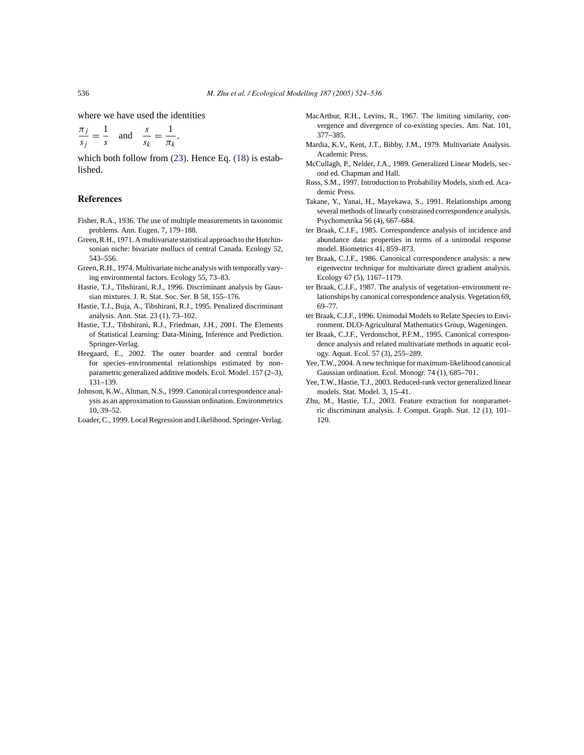where we have used the identities

$$\frac{\pi_j}{s_j} = \frac{1}{s} \quad \text{and} \quad \frac{s}{s_k} = \frac{1}{\pi_k},$$

which both follow from (23). Hence Eq. (18) is established.

## References

Fisher, R.A., 1936. The use of multiple measurements in taxonomic problems. Ann. Eugen. 7, 179–188.

Green, R.H., 1971. A multivariate statistical approach to the Hutchinsonian niche: bivariate mollucs of central Canada. Ecology 52, 543–556.

Green, R.H., 1974. Multivariate niche analysis with temporally varying environmental factors. Ecology 55, 73–83.

Hastie, T.J., Tibshirani, R.J., 1996. Discriminant analysis by Gaussian mixtures. J. R. Stat. Soc. Ser. B 58, 155–176.

Hastie, T.J., Buja, A., Tibshirani, R.J., 1995. Penalized discriminant analysis. Ann. Stat. 23 (1), 73–102.

Hastie, T.J., Tibshirani, R.J., Friedman, J.H., 2001. The Elements of Statistical Learning: Data-Mining, Inference and Prediction. Springer-Verlag.

Heegaard, E., 2002. The outer boarder and central border for species–environmental relationships estimated by non-parametric generalized additive models. Ecol. Model. 157 (2–3), 131–139.

Johnson, K.W., Altman, N.S., 1999. Canonical correspondence analysis as an approximation to Gaussian ordination. Environmetrics 10, 39–52.

Loader, C., 1999. Local Regression and Likelihood. Springer-Verlag.

MacArthur, R.H., Levins, R., 1967. The limiting similarity, convergence and divergence of co-existing species. Am. Nat. 101, 377–385.

Mardia, K.V., Kent, J.T., Bibby, J.M., 1979. Multivariate Analysis. Academic Press.

McCullagh, P., Nelder, J.A., 1989. Generalized Linear Models, second ed. Chapman and Hall.

Ross, S.M., 1997. Introduction to Probability Models, sixth ed. Academic Press.

Takane, Y., Yanai, H., Mayekawa, S., 1991. Relationships among several methods of linearly constrained correspondence analysis. Psychometrika 56 (4), 667–684.

ter Braak, C.J.F., 1985. Correspondence analysis of incidence and abundance data: properties in terms of a unimodal response model. Biometrics 41, 859–873.

ter Braak, C.J.F., 1986. Canonical correspondence analysis: a new eigenvector technique for multivariate direct gradient analysis. Ecology 67 (5), 1167–1179.

ter Braak, C.J.F., 1987. The analysis of vegetation–environment relationships by canonical correspondence analysis. Vegetation 69, 69–77.

ter Braak, C.J.F., 1996. Unimodal Models to Relate Species to Environment. DLO-Agricultural Mathematics Group, Wageningen.

ter Braak, C.J.F., Verdonschot, P.F.M., 1995. Canonical correspondence analysis and related multivariate methods in aquatic ecology. Aquat. Ecol. 57 (3), 255–289.

Yee, T.W., 2004. A new technique for maximum-likelihood canonical Gaussian ordination. Ecol. Monogr. 74 (1), 685–701.

Yee, T.W., Hastie, T.J., 2003. Reduced-rank vector generalized linear models. Stat. Model. 3, 15–41.

Zhu, M., Hastie, T.J., 2003. Feature extraction for nonparametric discriminant analysis. J. Comput. Graph. Stat. 12 (1), 101–120.